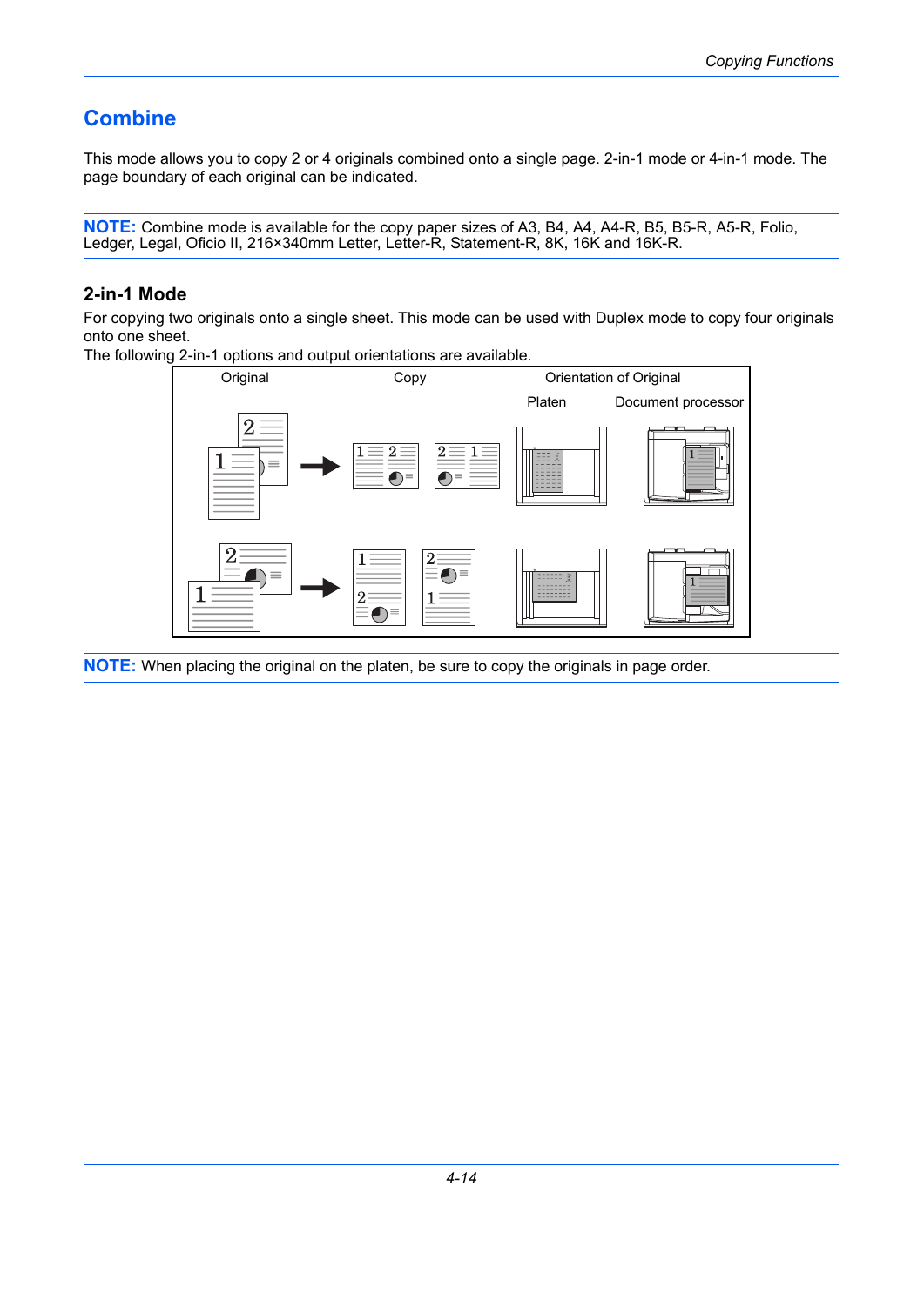# Combine

This mode allows you to copy 2 or 4 originals combined onto a single page. 2-in-1 mode or 4-in-1 mode. The page boundary of each original can be indicated.

**NOTE:** Combine mode is available for the copy paper sizes of A3, B4, A4, A4-R, B5, B5-R, A5-R, Folio, Ledger, Legal, Oficio II, 216×340mm Letter, Letter-R, Statement-R, 8K, 16K and 16K-R.

## 2-in-1 Mode

For copying two originals onto a single sheet. This mode can be used with Duplex mode to copy four originals onto one sheet.

The following 2-in-1 options and output orientations are available.

| Original | Copy | Orientation of Original | |
|---|---|---|---|
| | | Platen | Document processor |

**NOTE:** When placing the original on the platen, be sure to copy the originals in page order.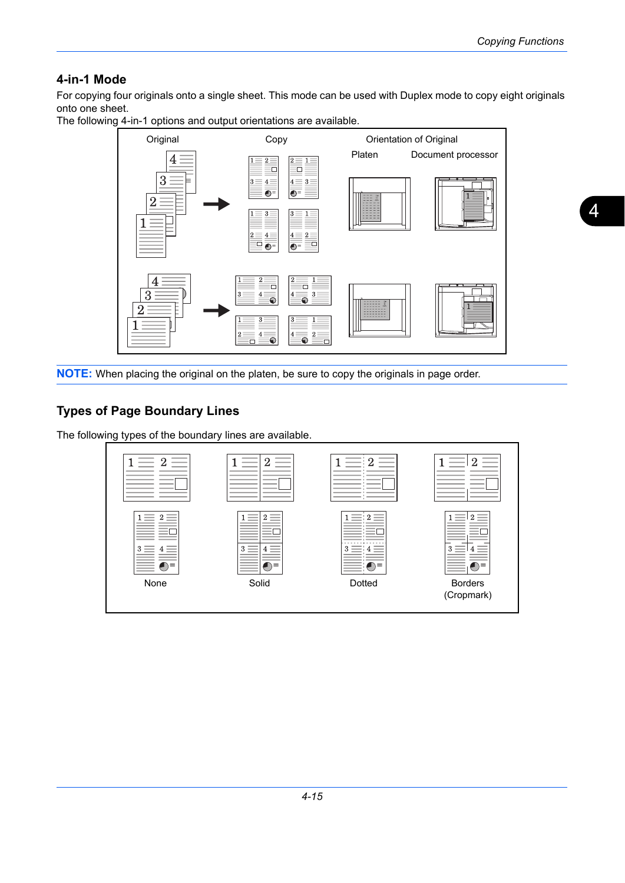## 4-in-1 Mode

For copying four originals onto a single sheet. This mode can be used with Duplex mode to copy eight originals onto one sheet.

The following 4-in-1 options and output orientations are available.

| Original | Copy | Orientation of Original | |
|---|---|---|---|
| | | Platen | Document processor |

**NOTE:** When placing the original on the platen, be sure to copy the originals in page order.

## Types of Page Boundary Lines

The following types of the boundary lines are available.

None

Solid

Dotted

Borders (Cropmark)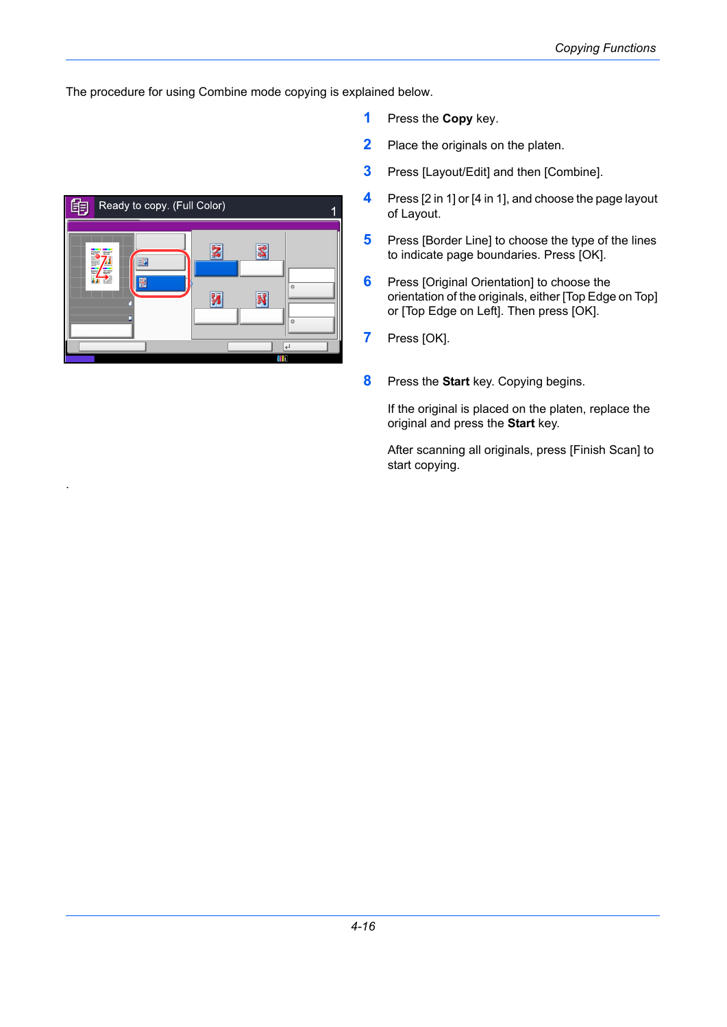The procedure for using Combine mode copying is explained below.

1. Press the **Copy** key.
2. Place the originals on the platen.
3. Press [Layout/Edit] and then [Combine].
4. Press [2 in 1] or [4 in 1], and choose the page layout of Layout.
5. Press [Border Line] to choose the type of the lines to indicate page boundaries. Press [OK].
6. Press [Original Orientation] to choose the orientation of the originals, either [Top Edge on Top] or [Top Edge on Left]. Then press [OK].
7. Press [OK].
8. Press the **Start** key. Copying begins.

   If the original is placed on the platen, replace the original and press the **Start** key.

   After scanning all originals, press [Finish Scan] to start copying.

.